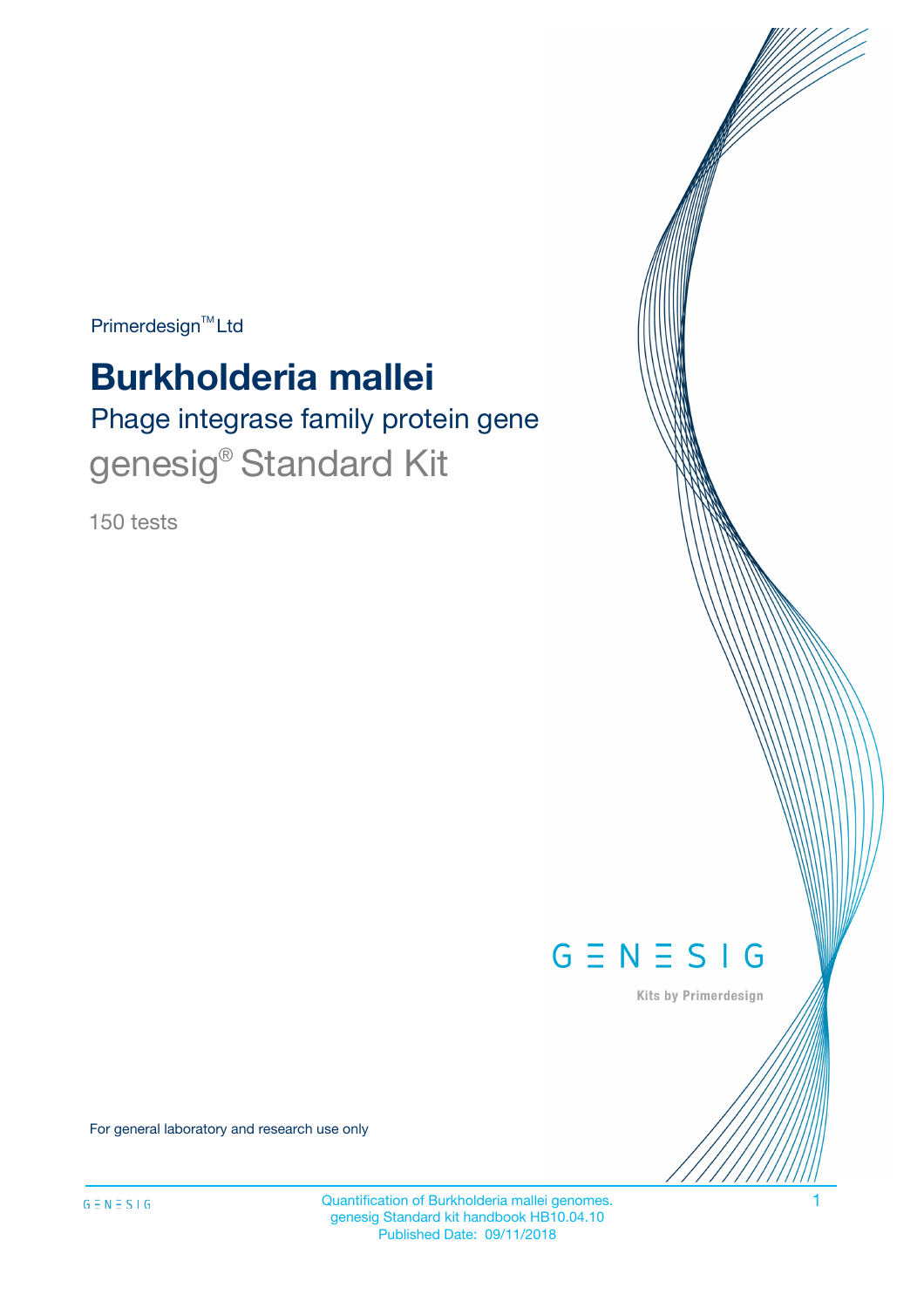Primerdesign™ Ltd

# Burkholderia mallei

## Phage integrase family protein gene

## genesig® Standard Kit

150 tests

GENESIG

Kits by Primerdesign

For general laboratory and research use only

Quantification of Burkholderia mallei genomes.
genesig Standard kit handbook HB10.04.10
Published Date: 09/11/2018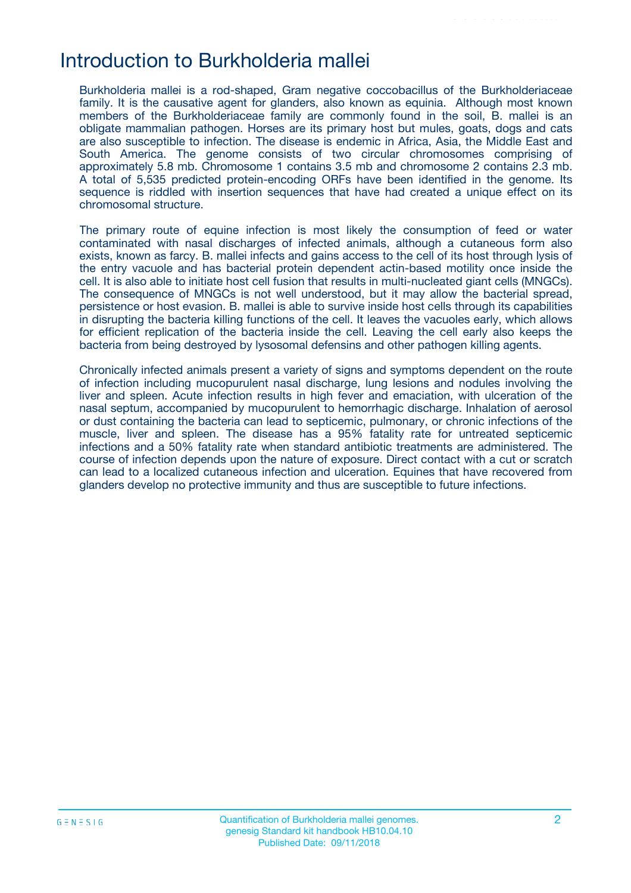# Introduction to Burkholderia mallei

Burkholderia mallei is a rod-shaped, Gram negative coccobacillus of the Burkholderiaceae family. It is the causative agent for glanders, also known as equinia.  Although most known members of the Burkholderiaceae family are commonly found in the soil, B. mallei is an obligate mammalian pathogen. Horses are its primary host but mules, goats, dogs and cats are also susceptible to infection. The disease is endemic in Africa, Asia, the Middle East and South America. The genome consists of two circular chromosomes comprising of approximately 5.8 mb. Chromosome 1 contains 3.5 mb and chromosome 2 contains 2.3 mb. A total of 5,535 predicted protein-encoding ORFs have been identified in the genome. Its sequence is riddled with insertion sequences that have had created a unique effect on its chromosomal structure.

The primary route of equine infection is most likely the consumption of feed or water contaminated with nasal discharges of infected animals, although a cutaneous form also exists, known as farcy. B. mallei infects and gains access to the cell of its host through lysis of the entry vacuole and has bacterial protein dependent actin-based motility once inside the cell. It is also able to initiate host cell fusion that results in multi-nucleated giant cells (MNGCs). The consequence of MNGCs is not well understood, but it may allow the bacterial spread, persistence or host evasion. B. mallei is able to survive inside host cells through its capabilities in disrupting the bacteria killing functions of the cell. It leaves the vacuoles early, which allows for efficient replication of the bacteria inside the cell. Leaving the cell early also keeps the bacteria from being destroyed by lysosomal defensins and other pathogen killing agents.

Chronically infected animals present a variety of signs and symptoms dependent on the route of infection including mucopurulent nasal discharge, lung lesions and nodules involving the liver and spleen. Acute infection results in high fever and emaciation, with ulceration of the nasal septum, accompanied by mucopurulent to hemorrhagic discharge. Inhalation of aerosol or dust containing the bacteria can lead to septicemic, pulmonary, or chronic infections of the muscle, liver and spleen. The disease has a 95% fatality rate for untreated septicemic infections and a 50% fatality rate when standard antibiotic treatments are administered. The course of infection depends upon the nature of exposure. Direct contact with a cut or scratch can lead to a localized cutaneous infection and ulceration. Equines that have recovered from glanders develop no protective immunity and thus are susceptible to future infections.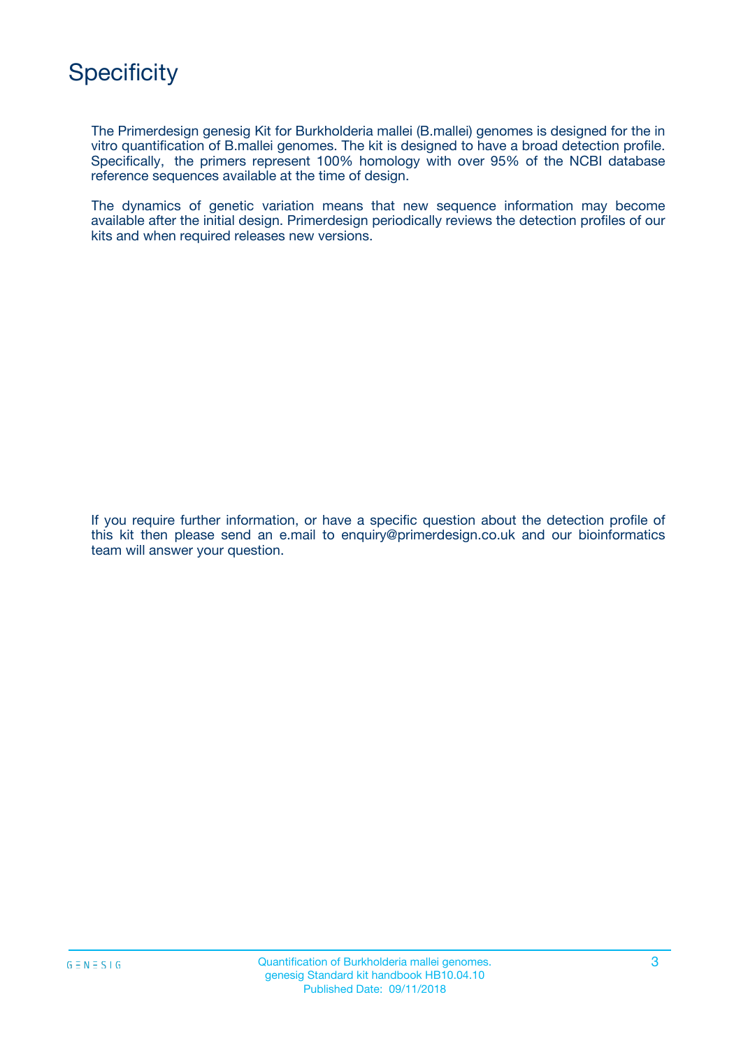# Specificity

The Primerdesign genesig Kit for Burkholderia mallei (B.mallei) genomes is designed for the in vitro quantification of B.mallei genomes. The kit is designed to have a broad detection profile. Specifically, the primers represent 100% homology with over 95% of the NCBI database reference sequences available at the time of design.

The dynamics of genetic variation means that new sequence information may become available after the initial design. Primerdesign periodically reviews the detection profiles of our kits and when required releases new versions.

If you require further information, or have a specific question about the detection profile of this kit then please send an e.mail to enquiry@primerdesign.co.uk and our bioinformatics team will answer your question.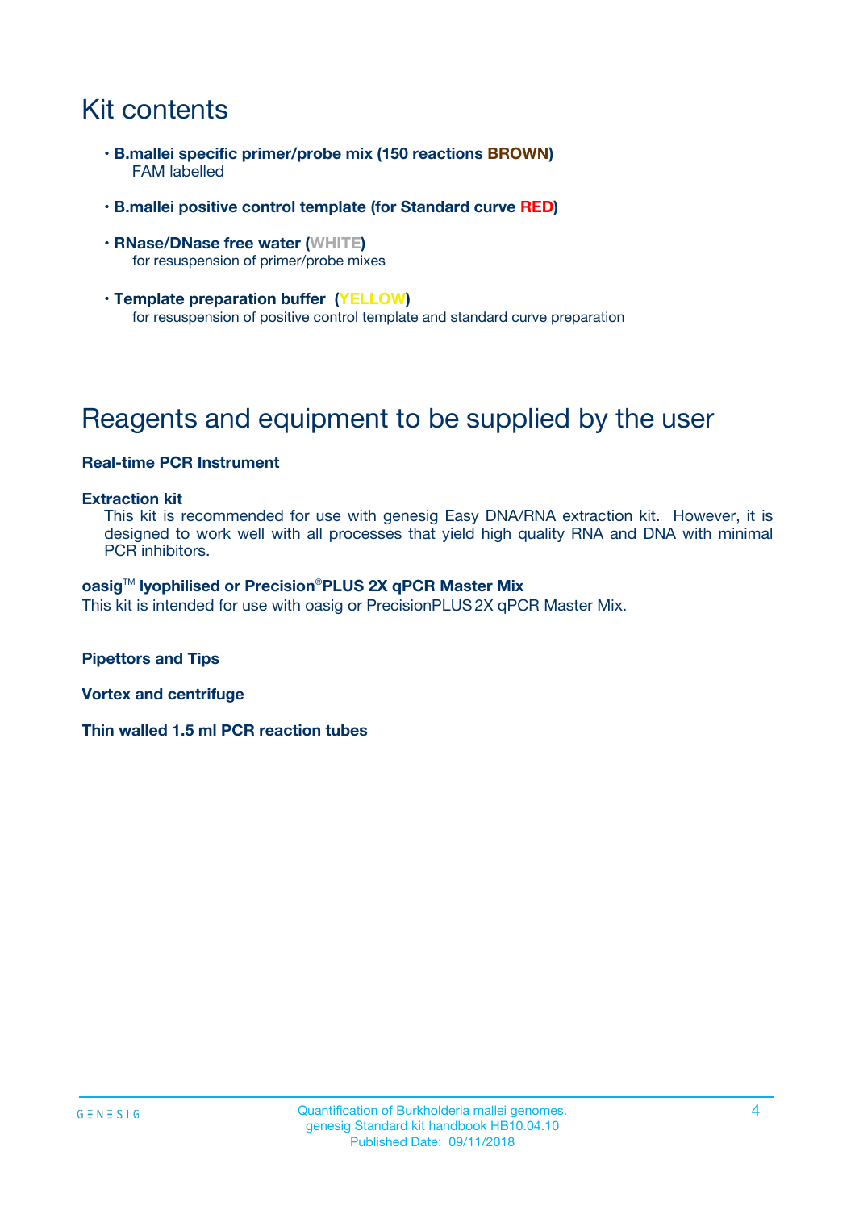# Kit contents

- **B.mallei specific primer/probe mix (150 reactions BROWN)**
  FAM labelled
- **B.mallei positive control template (for Standard curve RED)**
- **RNase/DNase free water (WHITE)**
  for resuspension of primer/probe mixes
- **Template preparation buffer (YELLOW)**
  for resuspension of positive control template and standard curve preparation

# Reagents and equipment to be supplied by the user

**Real-time PCR Instrument**

**Extraction kit**
This kit is recommended for use with genesig Easy DNA/RNA extraction kit. However, it is designed to work well with all processes that yield high quality RNA and DNA with minimal PCR inhibitors.

**oasig™ lyophilised or Precision®PLUS 2X qPCR Master Mix**
This kit is intended for use with oasig or PrecisionPLUS 2X qPCR Master Mix.

**Pipettors and Tips**

**Vortex and centrifuge**

**Thin walled 1.5 ml PCR reaction tubes**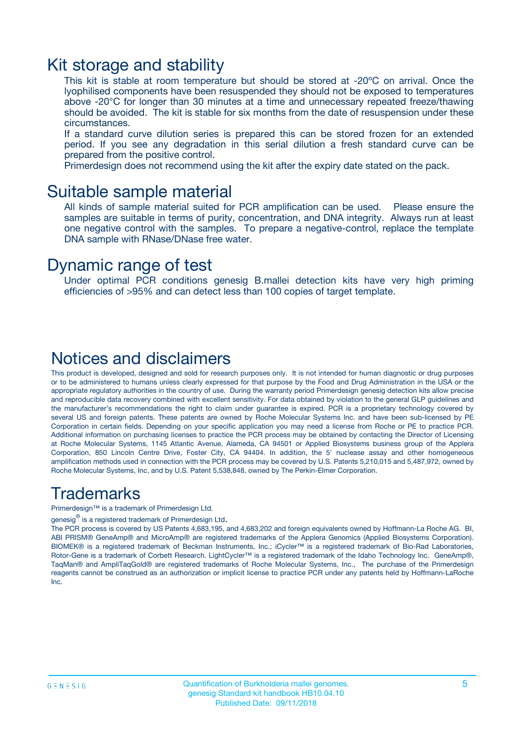# Kit storage and stability

This kit is stable at room temperature but should be stored at -20ºC on arrival. Once the lyophilised components have been resuspended they should not be exposed to temperatures above -20°C for longer than 30 minutes at a time and unnecessary repeated freeze/thawing should be avoided. The kit is stable for six months from the date of resuspension under these circumstances.

If a standard curve dilution series is prepared this can be stored frozen for an extended period. If you see any degradation in this serial dilution a fresh standard curve can be prepared from the positive control.

Primerdesign does not recommend using the kit after the expiry date stated on the pack.

# Suitable sample material

All kinds of sample material suited for PCR amplification can be used. Please ensure the samples are suitable in terms of purity, concentration, and DNA integrity. Always run at least one negative control with the samples. To prepare a negative-control, replace the template DNA sample with RNase/DNase free water.

# Dynamic range of test

Under optimal PCR conditions genesig B.mallei detection kits have very high priming efficiencies of >95% and can detect less than 100 copies of target template.

# Notices and disclaimers

This product is developed, designed and sold for research purposes only. It is not intended for human diagnostic or drug purposes or to be administered to humans unless clearly expressed for that purpose by the Food and Drug Administration in the USA or the appropriate regulatory authorities in the country of use. During the warranty period Primerdesign genesig detection kits allow precise and reproducible data recovery combined with excellent sensitivity. For data obtained by violation to the general GLP guidelines and the manufacturer's recommendations the right to claim under guarantee is expired. PCR is a proprietary technology covered by several US and foreign patents. These patents are owned by Roche Molecular Systems Inc. and have been sub-licensed by PE Corporation in certain fields. Depending on your specific application you may need a license from Roche or PE to practice PCR. Additional information on purchasing licenses to practice the PCR process may be obtained by contacting the Director of Licensing at Roche Molecular Systems, 1145 Atlantic Avenue, Alameda, CA 94501 or Applied Biosystems business group of the Applera Corporation, 850 Lincoln Centre Drive, Foster City, CA 94404. In addition, the 5' nuclease assay and other homogeneous amplification methods used in connection with the PCR process may be covered by U.S. Patents 5,210,015 and 5,487,972, owned by Roche Molecular Systems, Inc, and by U.S. Patent 5,538,848, owned by The Perkin-Elmer Corporation.

# Trademarks

Primerdesign™ is a trademark of Primerdesign Ltd.

genesig® is a registered trademark of Primerdesign Ltd.

The PCR process is covered by US Patents 4,683,195, and 4,683,202 and foreign equivalents owned by Hoffmann-La Roche AG. BI, ABI PRISM® GeneAmp® and MicroAmp® are registered trademarks of the Applera Genomics (Applied Biosystems Corporation). BIOMEK® is a registered trademark of Beckman Instruments, Inc.; iCycler™ is a registered trademark of Bio-Rad Laboratories, Rotor-Gene is a trademark of Corbett Research. LightCycler™ is a registered trademark of the Idaho Technology Inc. GeneAmp®, TaqMan® and AmpliTaqGold® are registered trademarks of Roche Molecular Systems, Inc., The purchase of the Primerdesign reagents cannot be construed as an authorization or implicit license to practice PCR under any patents held by Hoffmann-LaRoche Inc.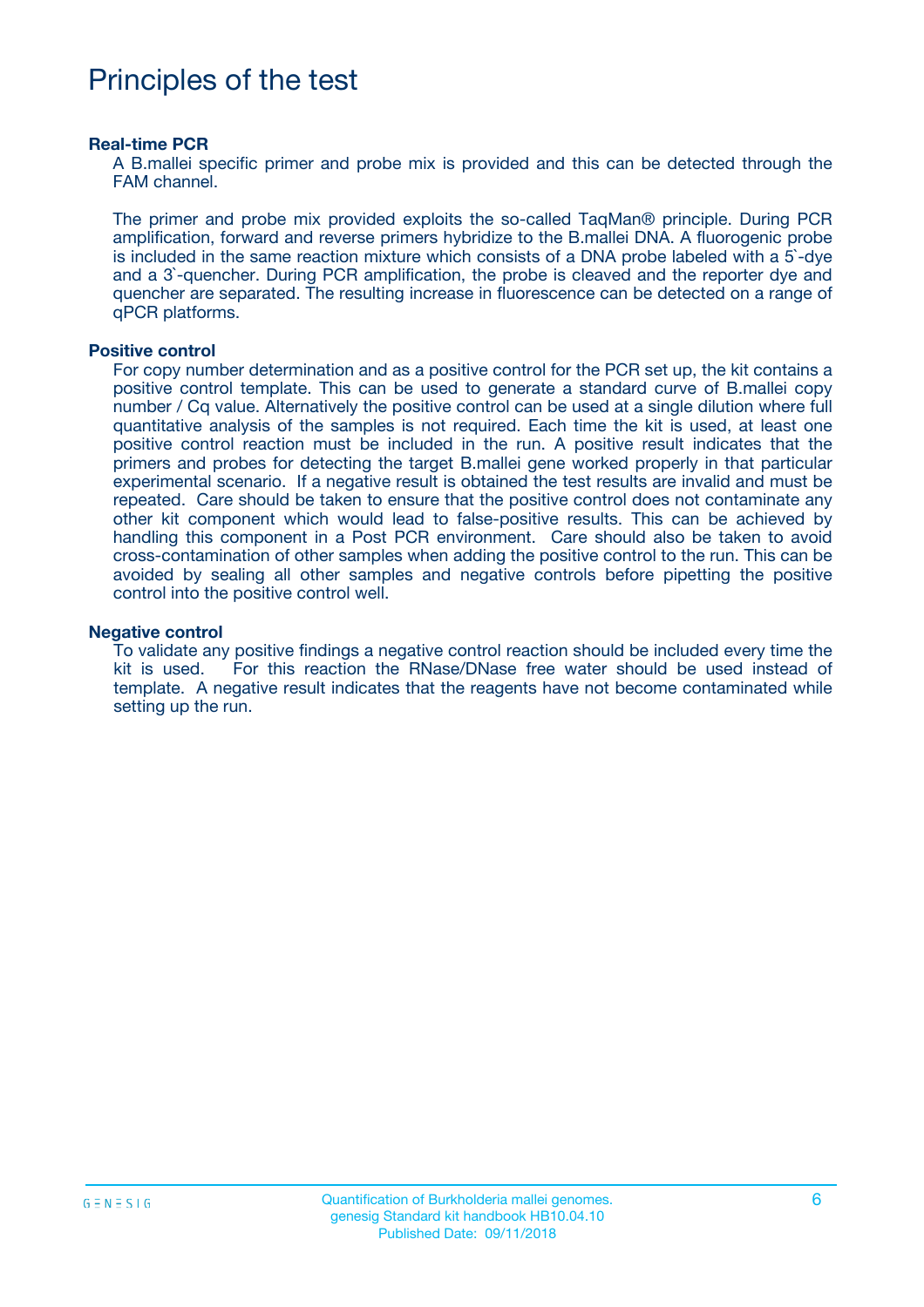# Principles of the test

### Real-time PCR

A B.mallei specific primer and probe mix is provided and this can be detected through the FAM channel.

The primer and probe mix provided exploits the so-called TaqMan® principle. During PCR amplification, forward and reverse primers hybridize to the B.mallei DNA. A fluorogenic probe is included in the same reaction mixture which consists of a DNA probe labeled with a 5`-dye and a 3`-quencher. During PCR amplification, the probe is cleaved and the reporter dye and quencher are separated. The resulting increase in fluorescence can be detected on a range of qPCR platforms.

### Positive control

For copy number determination and as a positive control for the PCR set up, the kit contains a positive control template. This can be used to generate a standard curve of B.mallei copy number / Cq value. Alternatively the positive control can be used at a single dilution where full quantitative analysis of the samples is not required. Each time the kit is used, at least one positive control reaction must be included in the run. A positive result indicates that the primers and probes for detecting the target B.mallei gene worked properly in that particular experimental scenario. If a negative result is obtained the test results are invalid and must be repeated. Care should be taken to ensure that the positive control does not contaminate any other kit component which would lead to false-positive results. This can be achieved by handling this component in a Post PCR environment. Care should also be taken to avoid cross-contamination of other samples when adding the positive control to the run. This can be avoided by sealing all other samples and negative controls before pipetting the positive control into the positive control well.

### Negative control

To validate any positive findings a negative control reaction should be included every time the kit is used. For this reaction the RNase/DNase free water should be used instead of template. A negative result indicates that the reagents have not become contaminated while setting up the run.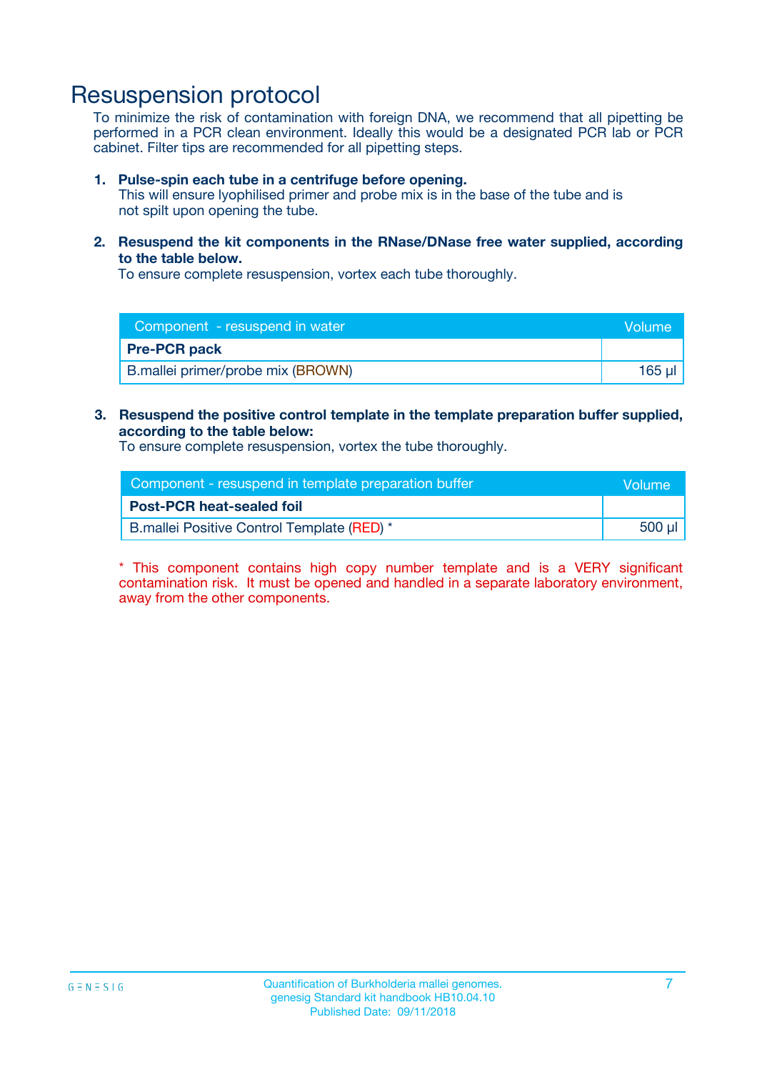# Resuspension protocol

To minimize the risk of contamination with foreign DNA, we recommend that all pipetting be performed in a PCR clean environment. Ideally this would be a designated PCR lab or PCR cabinet. Filter tips are recommended for all pipetting steps.

1. **Pulse-spin each tube in a centrifuge before opening.**
   This will ensure lyophilised primer and probe mix is in the base of the tube and is not spilt upon opening the tube.

2. **Resuspend the kit components in the RNase/DNase free water supplied, according to the table below.**
   To ensure complete resuspension, vortex each tube thoroughly.

| Component - resuspend in water | Volume |
|---|---|
| **Pre-PCR pack** | |
| B.mallei primer/probe mix (BROWN) | 165 µl |

3. **Resuspend the positive control template in the template preparation buffer supplied, according to the table below:**
   To ensure complete resuspension, vortex the tube thoroughly.

| Component - resuspend in template preparation buffer | Volume |
|---|---|
| **Post-PCR heat-sealed foil** | |
| B.mallei Positive Control Template (RED) * | 500 µl |

* This component contains high copy number template and is a VERY significant contamination risk. It must be opened and handled in a separate laboratory environment, away from the other components.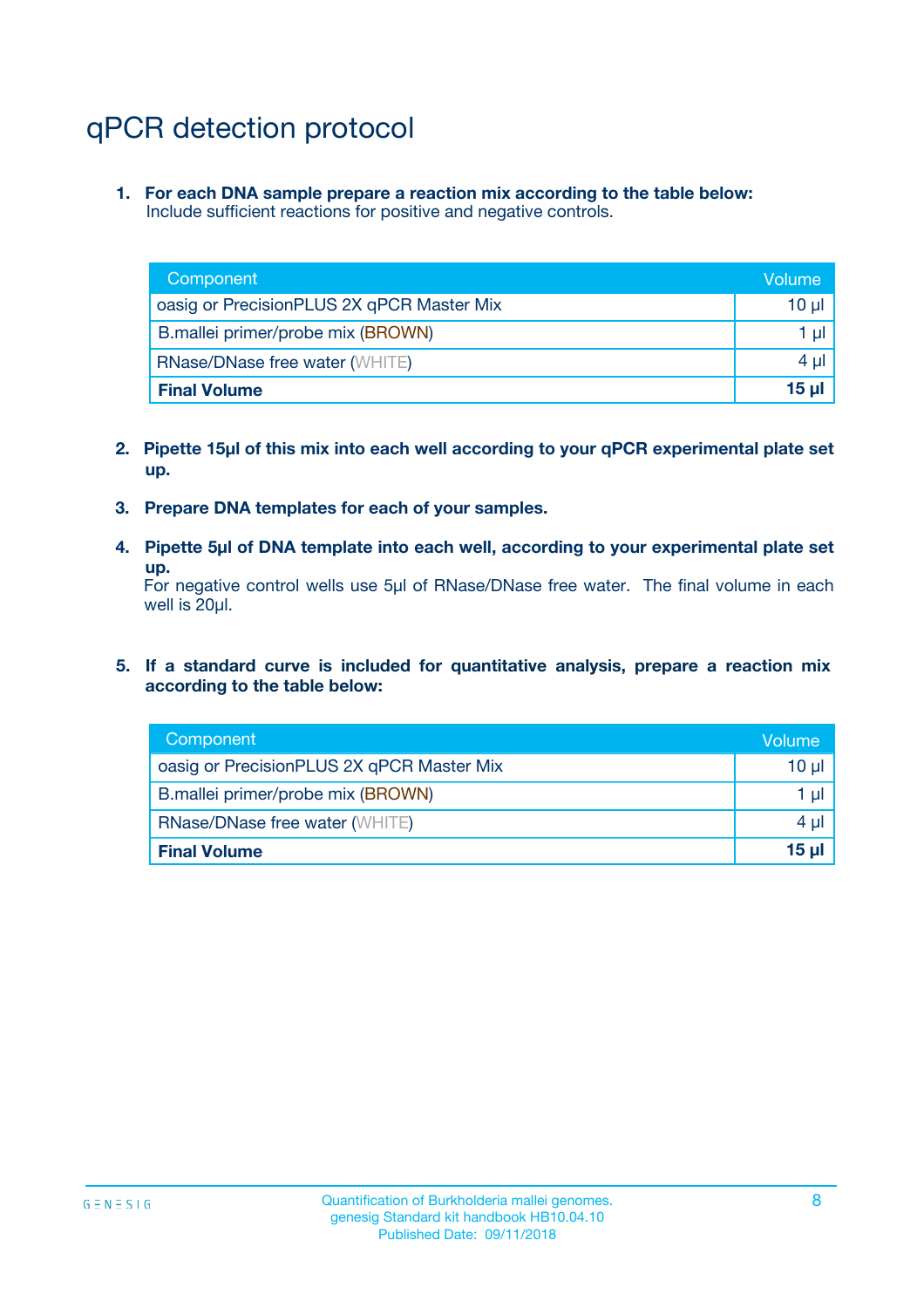# qPCR detection protocol

1. **For each DNA sample prepare a reaction mix according to the table below:**
   Include sufficient reactions for positive and negative controls.

| Component | Volume |
|---|---|
| oasig or PrecisionPLUS 2X qPCR Master Mix | 10 µl |
| B.mallei primer/probe mix (BROWN) | 1 µl |
| RNase/DNase free water (WHITE) | 4 µl |
| **Final Volume** | **15 µl** |

2. **Pipette 15µl of this mix into each well according to your qPCR experimental plate set up.**

3. **Prepare DNA templates for each of your samples.**

4. **Pipette 5µl of DNA template into each well, according to your experimental plate set up.**
   For negative control wells use 5µl of RNase/DNase free water. The final volume in each well is 20µl.

5. **If a standard curve is included for quantitative analysis, prepare a reaction mix according to the table below:**

| Component | Volume |
|---|---|
| oasig or PrecisionPLUS 2X qPCR Master Mix | 10 µl |
| B.mallei primer/probe mix (BROWN) | 1 µl |
| RNase/DNase free water (WHITE) | 4 µl |
| **Final Volume** | **15 µl** |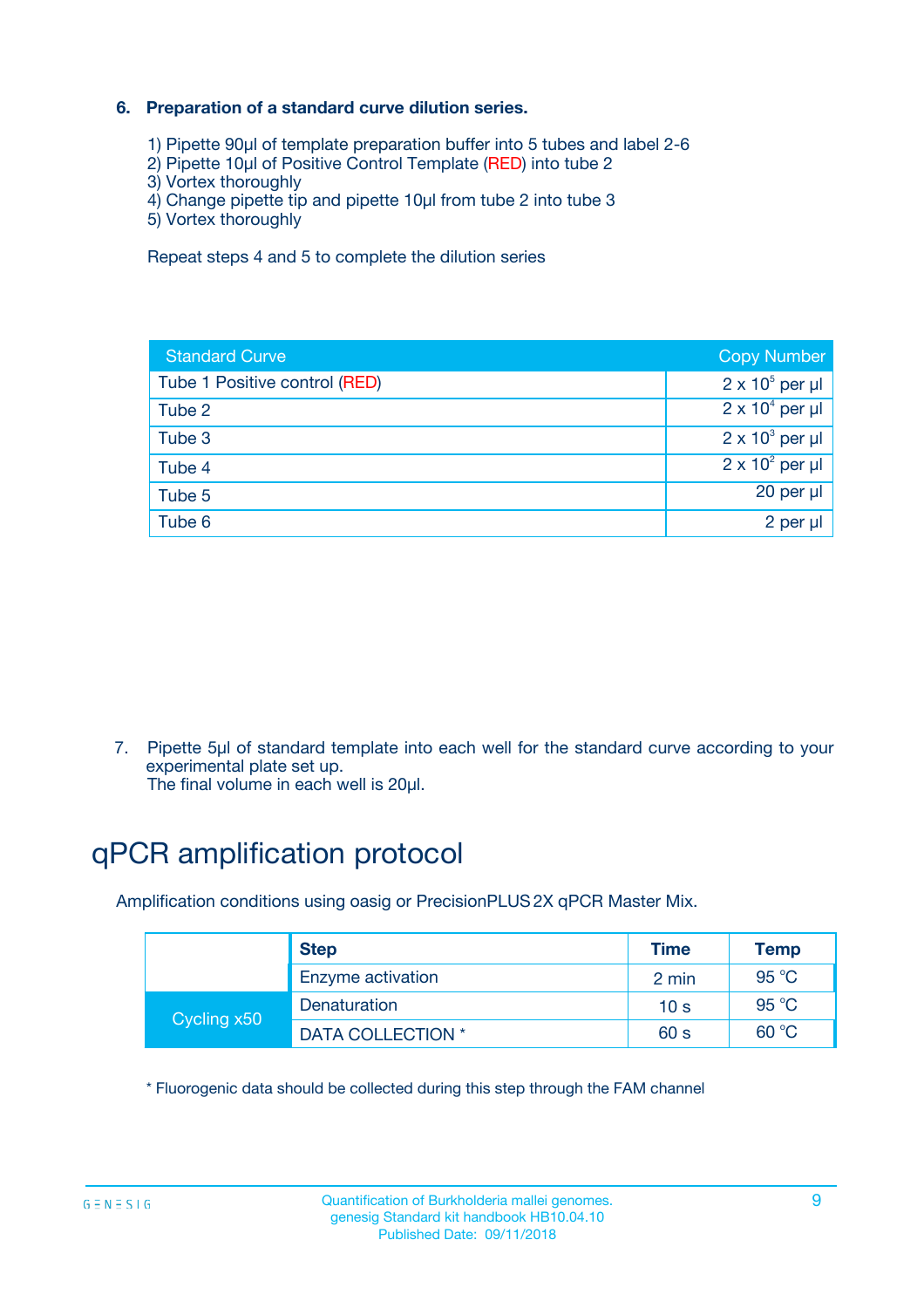### 6. Preparation of a standard curve dilution series.

1) Pipette 90µl of template preparation buffer into 5 tubes and label 2-6
2) Pipette 10µl of Positive Control Template (RED) into tube 2
3) Vortex thoroughly
4) Change pipette tip and pipette 10µl from tube 2 into tube 3
5) Vortex thoroughly

Repeat steps 4 and 5 to complete the dilution series

| Standard Curve | Copy Number |
|---|---|
| Tube 1 Positive control (RED) | $2 \times 10^5$ per µl |
| Tube 2 | $2 \times 10^4$ per µl |
| Tube 3 | $2 \times 10^3$ per µl |
| Tube 4 | $2 \times 10^2$ per µl |
| Tube 5 | 20 per µl |
| Tube 6 | 2 per µl |

7. Pipette 5µl of standard template into each well for the standard curve according to your experimental plate set up.
The final volume in each well is 20µl.

# qPCR amplification protocol

Amplification conditions using oasig or PrecisionPLUS 2X qPCR Master Mix.

| | Step | Time | Temp |
|---|---|---|---|
| | Enzyme activation | 2 min | 95 °C |
| Cycling x50 | Denaturation | 10 s | 95 °C |
| | DATA COLLECTION * | 60 s | 60 °C |

* Fluorogenic data should be collected during this step through the FAM channel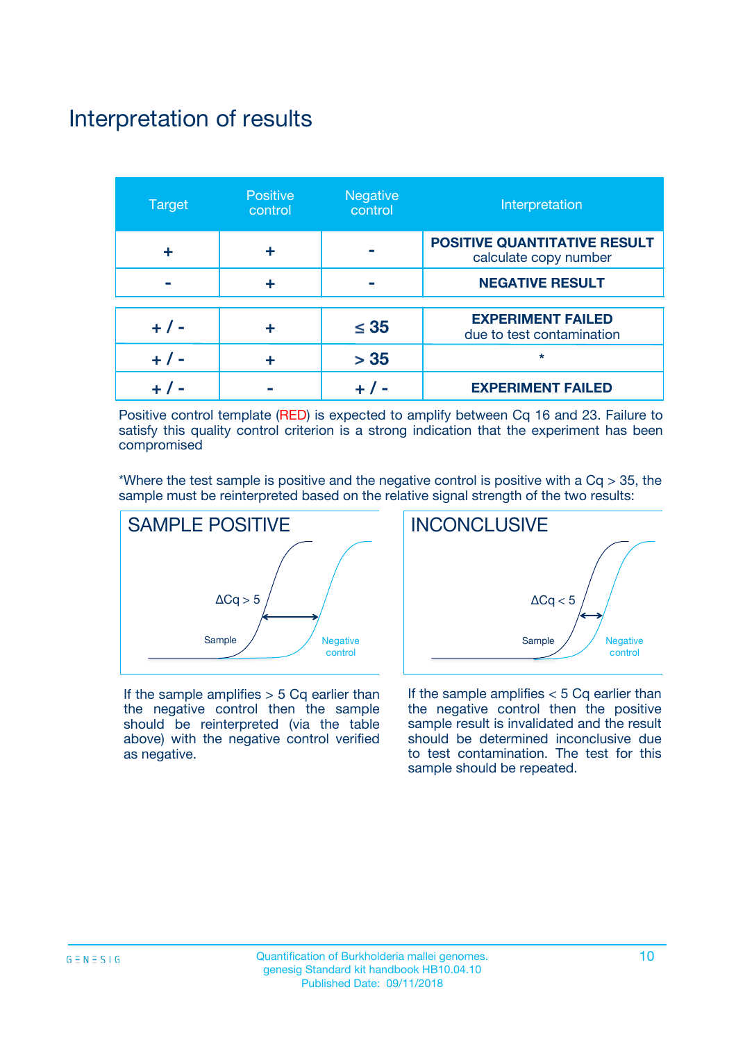# Interpretation of results

| Target | Positive control | Negative control | Interpretation |
|---|---|---|---|
| + | + | - | **POSITIVE QUANTITATIVE RESULT** calculate copy number |
| - | + | - | **NEGATIVE RESULT** |
| + / - | + | ≤ 35 | **EXPERIMENT FAILED** due to test contamination |
| + / - | + | > 35 | * |
| + / - | - | + / - | **EXPERIMENT FAILED** |

Positive control template (RED) is expected to amplify between Cq 16 and 23. Failure to satisfy this quality control criterion is a strong indication that the experiment has been compromised

*Where the test sample is positive and the negative control is positive with a Cq > 35, the sample must be reinterpreted based on the relative signal strength of the two results:

SAMPLE POSITIVE

ΔCq > 5

Sample

Negative control

If the sample amplifies > 5 Cq earlier than the negative control then the sample should be reinterpreted (via the table above) with the negative control verified as negative.

INCONCLUSIVE

ΔCq < 5

Sample

Negative control

If the sample amplifies < 5 Cq earlier than the negative control then the positive sample result is invalidated and the result should be determined inconclusive due to test contamination. The test for this sample should be repeated.